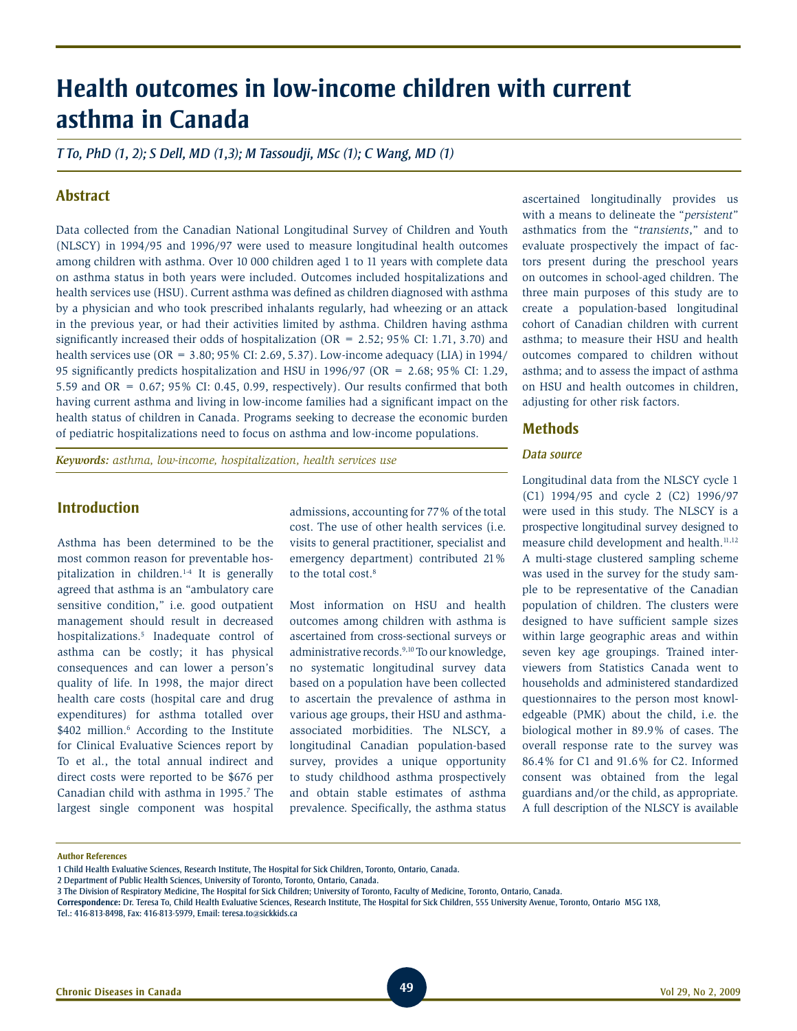# Health outcomes in low-income children with current asthma in Canada

*T To, PhD (1, 2); S Dell, MD (1,3); M Tassoudji, MSc (1); C Wang, MD (1)*

## Abstract

Data collected from the Canadian National Longitudinal Survey of Children and Youth (NLSCY) in 1994/95 and 1996/97 were used to measure longitudinal health outcomes among children with asthma. Over 10 000 children aged 1 to 11 years with complete data on asthma status in both years were included. Outcomes included hospitalizations and health services use (HSU). Current asthma was defined as children diagnosed with asthma by a physician and who took prescribed inhalants regularly, had wheezing or an attack in the previous year, or had their activities limited by asthma. Children having asthma significantly increased their odds of hospitalization (OR = 2.52; 95% CI: 1.71, 3.70) and health services use (OR = 3.80; 95% CI: 2.69, 5.37). Low-income adequacy (LIA) in 1994/95 significantly predicts hospitalization and HSU in 1996/97 (OR = 2.68; 95% CI: 1.29, 5.59 and OR = 0.67; 95% CI: 0.45, 0.99, respectively). Our results confirmed that both having current asthma and living in low-income families had a significant impact on the health status of children in Canada. Programs seeking to decrease the economic burden of pediatric hospitalizations need to focus on asthma and low-income populations.

***Keywords:*** *asthma, low-income, hospitalization, health services use*

## Introduction

Asthma has been determined to be the most common reason for preventable hospitalization in children.[1-4] It is generally agreed that asthma is an "ambulatory care sensitive condition," i.e. good outpatient management should result in decreased hospitalizations.[5] Inadequate control of asthma can be costly; it has physical consequences and can lower a person's quality of life. In 1998, the major direct health care costs (hospital care and drug expenditures) for asthma totalled over $402 million.[6] According to the Institute for Clinical Evaluative Sciences report by To et al., the total annual indirect and direct costs were reported to be $676 per Canadian child with asthma in 1995.[7] The largest single component was hospital admissions, accounting for 77% of the total cost. The use of other health services (i.e. visits to general practitioner, specialist and emergency department) contributed 21% to the total cost.[8]

Most information on HSU and health outcomes among children with asthma is ascertained from cross-sectional surveys or administrative records.[9,10] To our knowledge, no systematic longitudinal survey data based on a population have been collected to ascertain the prevalence of asthma in various age groups, their HSU and asthma-associated morbidities. The NLSCY, a longitudinal Canadian population-based survey, provides a unique opportunity to study childhood asthma prospectively and obtain stable estimates of asthma prevalence. Specifically, the asthma status ascertained longitudinally provides us with a means to delineate the "*persistent*" asthmatics from the "*transients*," and to evaluate prospectively the impact of factors present during the preschool years on outcomes in school-aged children. The three main purposes of this study are to create a population-based longitudinal cohort of Canadian children with current asthma; to measure their HSU and health outcomes compared to children without asthma; and to assess the impact of asthma on HSU and health outcomes in children, adjusting for other risk factors.

## Methods

### *Data source*

Longitudinal data from the NLSCY cycle 1 (C1) 1994/95 and cycle 2 (C2) 1996/97 were used in this study. The NLSCY is a prospective longitudinal survey designed to measure child development and health.[11,12] A multi-stage clustered sampling scheme was used in the survey for the study sample to be representative of the Canadian population of children. The clusters were designed to have sufficient sample sizes within large geographic areas and within seven key age groupings. Trained interviewers from Statistics Canada went to households and administered standardized questionnaires to the person most knowledgeable (PMK) about the child, i.e. the biological mother in 89.9% of cases. The overall response rate to the survey was 86.4% for C1 and 91.6% for C2. Informed consent was obtained from the legal guardians and/or the child, as appropriate. A full description of the NLSCY is available

**Author References**

1 Child Health Evaluative Sciences, Research Institute, The Hospital for Sick Children, Toronto, Ontario, Canada.
2 Department of Public Health Sciences, University of Toronto, Toronto, Ontario, Canada.
3 The Division of Respiratory Medicine, The Hospital for Sick Children; University of Toronto, Faculty of Medicine, Toronto, Ontario, Canada.
**Correspondence:** Dr. Teresa To, Child Health Evaluative Sciences, Research Institute, The Hospital for Sick Children, 555 University Avenue, Toronto, Ontario M5G 1X8, Tel.: 416-813-8498, Fax: 416-813-5979, Email: teresa.to@sickkids.ca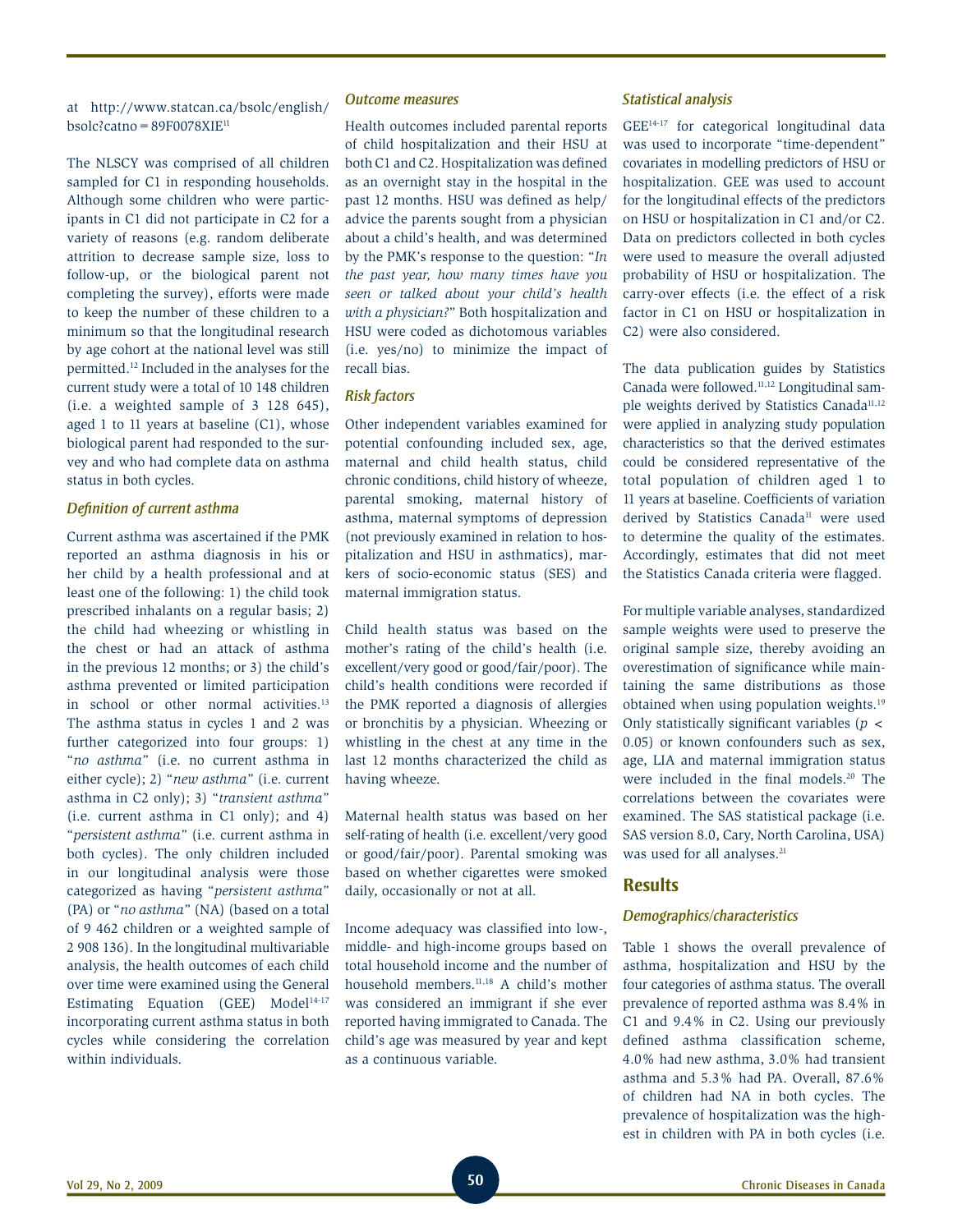at http://www.statcan.ca/bsolc/english/bsolc?catno = 89F0078XIE[11]

The NLSCY was comprised of all children sampled for C1 in responding households. Although some children who were participants in C1 did not participate in C2 for a variety of reasons (e.g. random deliberate attrition to decrease sample size, loss to follow-up, or the biological parent not completing the survey), efforts were made to keep the number of these children to a minimum so that the longitudinal research by age cohort at the national level was still permitted.[12] Included in the analyses for the current study were a total of 10 148 children (i.e. a weighted sample of 3 128 645), aged 1 to 11 years at baseline (C1), whose biological parent had responded to the survey and who had complete data on asthma status in both cycles.

### *Definition of current asthma*

Current asthma was ascertained if the PMK reported an asthma diagnosis in his or her child by a health professional and at least one of the following: 1) the child took prescribed inhalants on a regular basis; 2) the child had wheezing or whistling in the chest or had an attack of asthma in the previous 12 months; or 3) the child's asthma prevented or limited participation in school or other normal activities.[13] The asthma status in cycles 1 and 2 was further categorized into four groups: 1) "*no asthma*" (i.e. no current asthma in either cycle); 2) "*new asthma*" (i.e. current asthma in C2 only); 3) "*transient asthma*" (i.e. current asthma in C1 only); and 4) "*persistent asthma*" (i.e. current asthma in both cycles). The only children included in our longitudinal analysis were those categorized as having "*persistent asthma*" (PA) or "*no asthma*" (NA) (based on a total of 9 462 children or a weighted sample of 2 908 136). In the longitudinal multivariable analysis, the health outcomes of each child over time were examined using the General Estimating Equation (GEE) Model[14-17] incorporating current asthma status in both cycles while considering the correlation within individuals.

### *Outcome measures*

Health outcomes included parental reports of child hospitalization and their HSU at both C1 and C2. Hospitalization was defined as an overnight stay in the hospital in the past 12 months. HSU was defined as help/advice the parents sought from a physician about a child's health, and was determined by the PMK's response to the question: "*In the past year, how many times have you seen or talked about your child's health with a physician?*" Both hospitalization and HSU were coded as dichotomous variables (i.e. yes/no) to minimize the impact of recall bias.

### *Risk factors*

Other independent variables examined for potential confounding included sex, age, maternal and child health status, child chronic conditions, child history of wheeze, parental smoking, maternal history of asthma, maternal symptoms of depression (not previously examined in relation to hospitalization and HSU in asthmatics), markers of socio-economic status (SES) and maternal immigration status.

Child health status was based on the mother's rating of the child's health (i.e. excellent/very good or good/fair/poor). The child's health conditions were recorded if the PMK reported a diagnosis of allergies or bronchitis by a physician. Wheezing or whistling in the chest at any time in the last 12 months characterized the child as having wheeze.

Maternal health status was based on her self-rating of health (i.e. excellent/very good or good/fair/poor). Parental smoking was based on whether cigarettes were smoked daily, occasionally or not at all.

Income adequacy was classified into low-, middle- and high-income groups based on total household income and the number of household members.[11,18] A child's mother was considered an immigrant if she ever reported having immigrated to Canada. The child's age was measured by year and kept as a continuous variable.

### *Statistical analysis*

GEE[14-17] for categorical longitudinal data was used to incorporate "time-dependent" covariates in modelling predictors of HSU or hospitalization. GEE was used to account for the longitudinal effects of the predictors on HSU or hospitalization in C1 and/or C2. Data on predictors collected in both cycles were used to measure the overall adjusted probability of HSU or hospitalization. The carry-over effects (i.e. the effect of a risk factor in C1 on HSU or hospitalization in C2) were also considered.

The data publication guides by Statistics Canada were followed.[11,12] Longitudinal sample weights derived by Statistics Canada[11,12] were applied in analyzing study population characteristics so that the derived estimates could be considered representative of the total population of children aged 1 to 11 years at baseline. Coefficients of variation derived by Statistics Canada[11] were used to determine the quality of the estimates. Accordingly, estimates that did not meet the Statistics Canada criteria were flagged.

For multiple variable analyses, standardized sample weights were used to preserve the original sample size, thereby avoiding an overestimation of significance while maintaining the same distributions as those obtained when using population weights.[19] Only statistically significant variables ($p < 0.05$) or known confounders such as sex, age, LIA and maternal immigration status were included in the final models.[20] The correlations between the covariates were examined. The SAS statistical package (i.e. SAS version 8.0, Cary, North Carolina, USA) was used for all analyses.[21]

## Results

### *Demographics/characteristics*

Table 1 shows the overall prevalence of asthma, hospitalization and HSU by the four categories of asthma status. The overall prevalence of reported asthma was 8.4% in C1 and 9.4% in C2. Using our previously defined asthma classification scheme, 4.0% had new asthma, 3.0% had transient asthma and 5.3% had PA. Overall, 87.6% of children had NA in both cycles. The prevalence of hospitalization was the highest in children with PA in both cycles (i.e.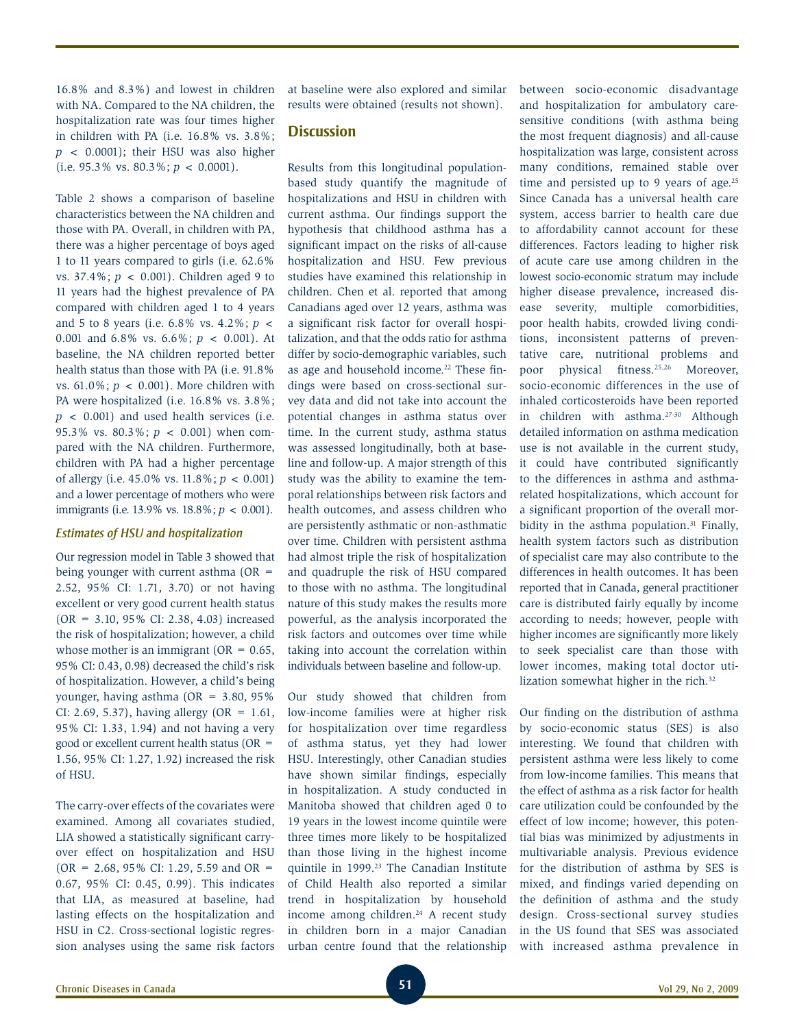16.8% and 8.3%) and lowest in children with NA. Compared to the NA children, the hospitalization rate was four times higher in children with PA (i.e. 16.8% vs. 3.8%; $p < 0.0001$); their HSU was also higher (i.e. 95.3% vs. 80.3%; $p < 0.0001$).

Table 2 shows a comparison of baseline characteristics between the NA children and those with PA. Overall, in children with PA, there was a higher percentage of boys aged 1 to 11 years compared to girls (i.e. 62.6% vs. 37.4%; $p < 0.001$). Children aged 9 to 11 years had the highest prevalence of PA compared with children aged 1 to 4 years and 5 to 8 years (i.e. 6.8% vs. 4.2%; $p < 0.001$ and 6.8% vs. 6.6%; $p < 0.001$). At baseline, the NA children reported better health status than those with PA (i.e. 91.8% vs. 61.0%; $p < 0.001$). More children with PA were hospitalized (i.e. 16.8% vs. 3.8%; $p < 0.001$) and used health services (i.e. 95.3% vs. 80.3%; $p < 0.001$) when compared with the NA children. Furthermore, children with PA had a higher percentage of allergy (i.e. 45.0% vs. 11.8%; $p < 0.001$) and a lower percentage of mothers who were immigrants (i.e. 13.9% vs. 18.8%; $p < 0.001$).

### *Estimates of HSU and hospitalization*

Our regression model in Table 3 showed that being younger with current asthma (OR = 2.52, 95% CI: 1.71, 3.70) or not having excellent or very good current health status (OR = 3.10, 95% CI: 2.38, 4.03) increased the risk of hospitalization; however, a child whose mother is an immigrant (OR = 0.65, 95% CI: 0.43, 0.98) decreased the child's risk of hospitalization. However, a child's being younger, having asthma (OR = 3.80, 95% CI: 2.69, 5.37), having allergy (OR = 1.61, 95% CI: 1.33, 1.94) and not having a very good or excellent current health status (OR = 1.56, 95% CI: 1.27, 1.92) increased the risk of HSU.

The carry-over effects of the covariates were examined. Among all covariates studied, LIA showed a statistically significant carry-over effect on hospitalization and HSU (OR = 2.68, 95% CI: 1.29, 5.59 and OR = 0.67, 95% CI: 0.45, 0.99). This indicates that LIA, as measured at baseline, had lasting effects on the hospitalization and HSU in C2. Cross-sectional logistic regression analyses using the same risk factors at baseline were also explored and similar results were obtained (results not shown).

## Discussion

Results from this longitudinal population-based study quantify the magnitude of hospitalizations and HSU in children with current asthma. Our findings support the hypothesis that childhood asthma has a significant impact on the risks of all-cause hospitalization and HSU. Few previous studies have examined this relationship in children. Chen et al. reported that among Canadians aged over 12 years, asthma was a significant risk factor for overall hospitalization, and that the odds ratio for asthma differ by socio-demographic variables, such as age and household income.[22] These findings were based on cross-sectional survey data and did not take into account the potential changes in asthma status over time. In the current study, asthma status was assessed longitudinally, both at baseline and follow-up. A major strength of this study was the ability to examine the temporal relationships between risk factors and health outcomes, and assess children who are persistently asthmatic or non-asthmatic over time. Children with persistent asthma had almost triple the risk of hospitalization and quadruple the risk of HSU compared to those with no asthma. The longitudinal nature of this study makes the results more powerful, as the analysis incorporated the risk factors and outcomes over time while taking into account the correlation within individuals between baseline and follow-up.

Our study showed that children from low-income families were at higher risk for hospitalization over time regardless of asthma status, yet they had lower HSU. Interestingly, other Canadian studies have shown similar findings, especially in hospitalization. A study conducted in Manitoba showed that children aged 0 to 19 years in the lowest income quintile were three times more likely to be hospitalized than those living in the highest income quintile in 1999.[23] The Canadian Institute of Child Health also reported a similar trend in hospitalization by household income among children.[24] A recent study in children born in a major Canadian urban centre found that the relationship between socio-economic disadvantage and hospitalization for ambulatory care-sensitive conditions (with asthma being the most frequent diagnosis) and all-cause hospitalization was large, consistent across many conditions, remained stable over time and persisted up to 9 years of age.[25] Since Canada has a universal health care system, access barrier to health care due to affordability cannot account for these differences. Factors leading to higher risk of acute care use among children in the lowest socio-economic stratum may include higher disease prevalence, increased disease severity, multiple comorbidities, poor health habits, crowded living conditions, inconsistent patterns of preventative care, nutritional problems and poor physical fitness.[25,26] Moreover, socio-economic differences in the use of inhaled corticosteroids have been reported in children with asthma.[27-30] Although detailed information on asthma medication use is not available in the current study, it could have contributed significantly to the differences in asthma and asthma-related hospitalizations, which account for a significant proportion of the overall morbidity in the asthma population.[31] Finally, health system factors such as distribution of specialist care may also contribute to the differences in health outcomes. It has been reported that in Canada, general practitioner care is distributed fairly equally by income according to needs; however, people with higher incomes are significantly more likely to seek specialist care than those with lower incomes, making total doctor utilization somewhat higher in the rich.[32]

Our finding on the distribution of asthma by socio-economic status (SES) is also interesting. We found that children with persistent asthma were less likely to come from low-income families. This means that the effect of asthma as a risk factor for health care utilization could be confounded by the effect of low income; however, this potential bias was minimized by adjustments in multivariable analysis. Previous evidence for the distribution of asthma by SES is mixed, and findings varied depending on the definition of asthma and the study design. Cross-sectional survey studies in the US found that SES was associated with increased asthma prevalence in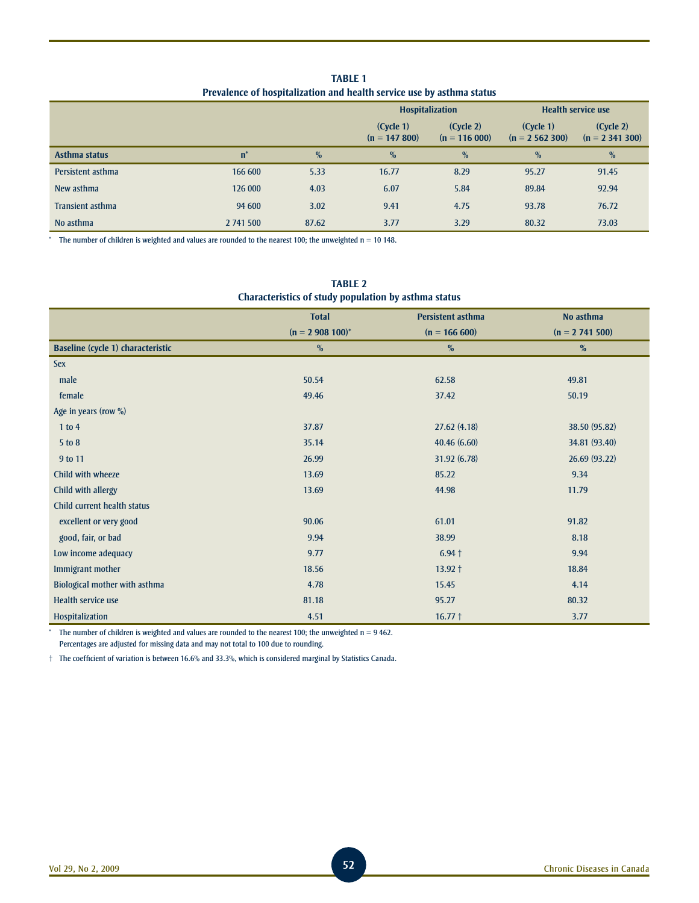**TABLE 1**
**Prevalence of hospitalization and health service use by asthma status**

| | | | Hospitalization | | Health service use | |
|---|---|---|---|---|---|---|
| | | | (Cycle 1) (n = 147 800) | (Cycle 2) (n = 116 000) | (Cycle 1) (n = 2 562 300) | (Cycle 2) (n = 2 341 300) |
| **Asthma status** | **n*** | **%** | **%** | **%** | **%** | **%** |
| Persistent asthma | 166 600 | 5.33 | 16.77 | 8.29 | 95.27 | 91.45 |
| New asthma | 126 000 | 4.03 | 6.07 | 5.84 | 89.84 | 92.94 |
| Transient asthma | 94 600 | 3.02 | 9.41 | 4.75 | 93.78 | 76.72 |
| No asthma | 2 741 500 | 87.62 | 3.77 | 3.29 | 80.32 | 73.03 |

\* The number of children is weighted and values are rounded to the nearest 100; the unweighted n = 10 148.

**TABLE 2**
**Characteristics of study population by asthma status**

| | Total (n = 2 908 100)* | Persistent asthma (n = 166 600) | No asthma (n = 2 741 500) |
|---|---|---|---|
| **Baseline (cycle 1) characteristic** | **%** | **%** | **%** |
| Sex | | | |
| male | 50.54 | 62.58 | 49.81 |
| female | 49.46 | 37.42 | 50.19 |
| Age in years (row %) | | | |
| 1 to 4 | 37.87 | 27.62 (4.18) | 38.50 (95.82) |
| 5 to 8 | 35.14 | 40.46 (6.60) | 34.81 (93.40) |
| 9 to 11 | 26.99 | 31.92 (6.78) | 26.69 (93.22) |
| Child with wheeze | 13.69 | 85.22 | 9.34 |
| Child with allergy | 13.69 | 44.98 | 11.79 |
| Child current health status | | | |
| excellent or very good | 90.06 | 61.01 | 91.82 |
| good, fair, or bad | 9.94 | 38.99 | 8.18 |
| Low income adequacy | 9.77 | 6.94 † | 9.94 |
| Immigrant mother | 18.56 | 13.92 † | 18.84 |
| Biological mother with asthma | 4.78 | 15.45 | 4.14 |
| Health service use | 81.18 | 95.27 | 80.32 |
| Hospitalization | 4.51 | 16.77 † | 3.77 |

\* The number of children is weighted and values are rounded to the nearest 100; the unweighted n = 9 462.
Percentages are adjusted for missing data and may not total to 100 due to rounding.

† The coefficient of variation is between 16.6% and 33.3%, which is considered marginal by Statistics Canada.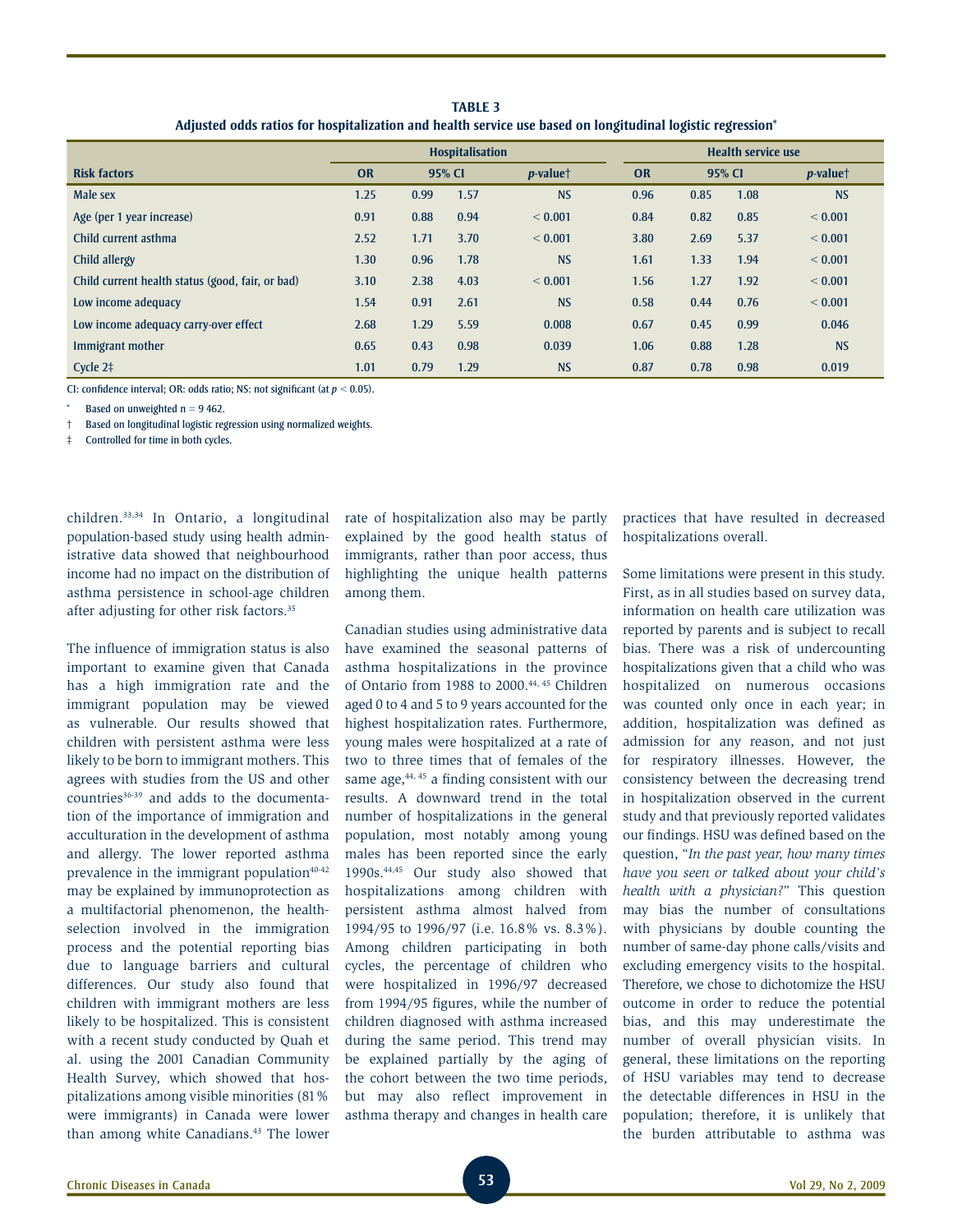**TABLE 3**
**Adjusted odds ratios for hospitalization and health service use based on longitudinal logistic regression***

| Risk factors | Hospitalisation | | | | Health service use | | | |
|---|---|---|---|---|---|---|---|---|
| | OR | 95% CI | | *p*-value† | OR | 95% CI | | *p*-value† |
| Male sex | 1.25 | 0.99 | 1.57 | NS | 0.96 | 0.85 | 1.08 | NS |
| Age (per 1 year increase) | 0.91 | 0.88 | 0.94 | < 0.001 | 0.84 | 0.82 | 0.85 | < 0.001 |
| Child current asthma | 2.52 | 1.71 | 3.70 | < 0.001 | 3.80 | 2.69 | 5.37 | < 0.001 |
| Child allergy | 1.30 | 0.96 | 1.78 | NS | 1.61 | 1.33 | 1.94 | < 0.001 |
| Child current health status (good, fair, or bad) | 3.10 | 2.38 | 4.03 | < 0.001 | 1.56 | 1.27 | 1.92 | < 0.001 |
| Low income adequacy | 1.54 | 0.91 | 2.61 | NS | 0.58 | 0.44 | 0.76 | < 0.001 |
| Low income adequacy carry-over effect | 2.68 | 1.29 | 5.59 | 0.008 | 0.67 | 0.45 | 0.99 | 0.046 |
| Immigrant mother | 0.65 | 0.43 | 0.98 | 0.039 | 1.06 | 0.88 | 1.28 | NS |
| Cycle 2‡ | 1.01 | 0.79 | 1.29 | NS | 0.87 | 0.78 | 0.98 | 0.019 |

CI: confidence interval; OR: odds ratio; NS: not significant (at $p < 0.05$).

\* Based on unweighted n = 9 462.

† Based on longitudinal logistic regression using normalized weights.

‡ Controlled for time in both cycles.

children.[33,34] In Ontario, a longitudinal population-based study using health administrative data showed that neighbourhood income had no impact on the distribution of asthma persistence in school-age children after adjusting for other risk factors.[35]

The influence of immigration status is also important to examine given that Canada has a high immigration rate and the immigrant population may be viewed as vulnerable. Our results showed that children with persistent asthma were less likely to be born to immigrant mothers. This agrees with studies from the US and other countries[36-39] and adds to the documentation of the importance of immigration and acculturation in the development of asthma and allergy. The lower reported asthma prevalence in the immigrant population[40-42] may be explained by immunoprotection as a multifactorial phenomenon, the health-selection involved in the immigration process and the potential reporting bias due to language barriers and cultural differences. Our study also found that children with immigrant mothers are less likely to be hospitalized. This is consistent with a recent study conducted by Quah et al. using the 2001 Canadian Community Health Survey, which showed that hospitalizations among visible minorities (81% were immigrants) in Canada were lower than among white Canadians.[43] The lower rate of hospitalization also may be partly explained by the good health status of immigrants, rather than poor access, thus highlighting the unique health patterns among them.

Canadian studies using administrative data have examined the seasonal patterns of asthma hospitalizations in the province of Ontario from 1988 to 2000.[44,45] Children aged 0 to 4 and 5 to 9 years accounted for the highest hospitalization rates. Furthermore, young males were hospitalized at a rate of two to three times that of females of the same age,[44,45] a finding consistent with our results. A downward trend in the total number of hospitalizations in the general population, most notably among young males has been reported since the early 1990s.[44,45] Our study also showed that hospitalizations among children with persistent asthma almost halved from 1994/95 to 1996/97 (i.e. 16.8% vs. 8.3%). Among children participating in both cycles, the percentage of children who were hospitalized in 1996/97 decreased from 1994/95 figures, while the number of children diagnosed with asthma increased during the same period. This trend may be explained partially by the aging of the cohort between the two time periods, but may also reflect improvement in asthma therapy and changes in health care practices that have resulted in decreased hospitalizations overall.

Some limitations were present in this study. First, as in all studies based on survey data, information on health care utilization was reported by parents and is subject to recall bias. There was a risk of undercounting hospitalizations given that a child who was hospitalized on numerous occasions was counted only once in each year; in addition, hospitalization was defined as admission for any reason, and not just for respiratory illnesses. However, the consistency between the decreasing trend in hospitalization observed in the current study and that previously reported validates our findings. HSU was defined based on the question, "*In the past year, how many times have you seen or talked about your child's health with a physician?*" This question may bias the number of consultations with physicians by double counting the number of same-day phone calls/visits and excluding emergency visits to the hospital. Therefore, we chose to dichotomize the HSU outcome in order to reduce the potential bias, and this may underestimate the number of overall physician visits. In general, these limitations on the reporting of HSU variables may tend to decrease the detectable differences in HSU in the population; therefore, it is unlikely that the burden attributable to asthma was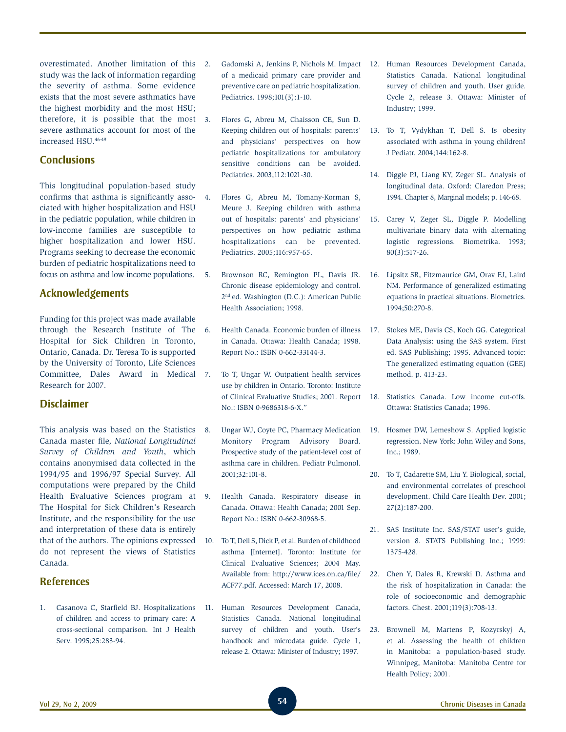overestimated. Another limitation of this study was the lack of information regarding the severity of asthma. Some evidence exists that the most severe asthmatics have the highest morbidity and the most HSU; therefore, it is possible that the most severe asthmatics account for most of the increased HSU.[46-49]

## Conclusions

This longitudinal population-based study confirms that asthma is significantly associated with higher hospitalization and HSU in the pediatric population, while children in low-income families are susceptible to higher hospitalization and lower HSU. Programs seeking to decrease the economic burden of pediatric hospitalizations need to focus on asthma and low-income populations.

## Acknowledgements

Funding for this project was made available through the Research Institute of The Hospital for Sick Children in Toronto, Ontario, Canada. Dr. Teresa To is supported by the University of Toronto, Life Sciences Committee, Dales Award in Medical Research for 2007.

## Disclaimer

This analysis was based on the Statistics Canada master file, *National Longitudinal Survey of Children and Youth*, which contains anonymised data collected in the 1994/95 and 1996/97 Special Survey. All computations were prepared by the Child Health Evaluative Sciences program at The Hospital for Sick Children's Research Institute, and the responsibility for the use and interpretation of these data is entirely that of the authors. The opinions expressed do not represent the views of Statistics Canada.

## References

1. Casanova C, Starfield BJ. Hospitalizations of children and access to primary care: A cross-sectional comparison. Int J Health Serv. 1995;25:283-94.
2. Gadomski A, Jenkins P, Nichols M. Impact of a medicaid primary care provider and preventive care on pediatric hospitalization. Pediatrics. 1998;101(3):1-10.
3. Flores G, Abreu M, Chaisson CE, Sun D. Keeping children out of hospitals: parents' and physicians' perspectives on how pediatric hospitalizations for ambulatory sensitive conditions can be avoided. Pediatrics. 2003;112:1021-30.
4. Flores G, Abreu M, Tomany-Korman S, Meure J. Keeping children with asthma out of hospitals: parents' and physicians' perspectives on how pediatric asthma hospitalizations can be prevented. Pediatrics. 2005;116:957-65.
5. Brownson RC, Remington PL, Davis JR. Chronic disease epidemiology and control. 2nd ed. Washington (D.C.): American Public Health Association; 1998.
6. Health Canada. Economic burden of illness in Canada. Ottawa: Health Canada; 1998. Report No.: ISBN 0-662-33144-3.
7. To T, Ungar W. Outpatient health services use by children in Ontario. Toronto: Institute of Clinical Evaluative Studies; 2001. Report No.: ISBN 0-9686318-6-X."
8. Ungar WJ, Coyte PC, Pharmacy Medication Monitory Program Advisory Board. Prospective study of the patient-level cost of asthma care in children. Pediatr Pulmonol. 2001;32:101-8.
9. Health Canada. Respiratory disease in Canada. Ottawa: Health Canada; 2001 Sep. Report No.: ISBN 0-662-30968-5.
10. To T, Dell S, Dick P, et al. Burden of childhood asthma [Internet]. Toronto: Institute for Clinical Evaluative Sciences; 2004 May. Available from: http://www.ices.on.ca/file/ACF77.pdf. Accessed: March 17, 2008.
11. Human Resources Development Canada, Statistics Canada. National longitudinal survey of children and youth. User's handbook and microdata guide. Cycle 1, release 2. Ottawa: Minister of Industry; 1997.
12. Human Resources Development Canada, Statistics Canada. National longitudinal survey of children and youth. User guide. Cycle 2, release 3. Ottawa: Minister of Industry; 1999.
13. To T, Vydykhan T, Dell S. Is obesity associated with asthma in young children? J Pediatr. 2004;144:162-8.
14. Diggle PJ, Liang KY, Zeger SL. Analysis of longitudinal data. Oxford: Claredon Press; 1994. Chapter 8, Marginal models; p. 146-68.
15. Carey V, Zeger SL, Diggle P. Modelling multivariate binary data with alternating logistic regressions. Biometrika. 1993; 80(3):517-26.
16. Lipsitz SR, Fitzmaurice GM, Orav EJ, Laird NM. Performance of generalized estimating equations in practical situations. Biometrics. 1994;50:270-8.
17. Stokes ME, Davis CS, Koch GG. Categorical Data Analysis: using the SAS system. First ed. SAS Publishing; 1995. Advanced topic: The generalized estimating equation (GEE) method. p. 413-23.
18. Statistics Canada. Low income cut-offs. Ottawa: Statistics Canada; 1996.
19. Hosmer DW, Lemeshow S. Applied logistic regression. New York: John Wiley and Sons, Inc.; 1989.
20. To T, Cadarette SM, Liu Y. Biological, social, and environmental correlates of preschool development. Child Care Health Dev. 2001; 27(2):187-200.
21. SAS Institute Inc. SAS/STAT user's guide, version 8. STATS Publishing Inc.; 1999: 1375-428.
22. Chen Y, Dales R, Krewski D. Asthma and the risk of hospitalization in Canada: the role of socioeconomic and demographic factors. Chest. 2001;119(3):708-13.
23. Brownell M, Martens P, Kozyrskyj A, et al. Assessing the health of children in Manitoba: a population-based study. Winnipeg, Manitoba: Manitoba Centre for Health Policy; 2001.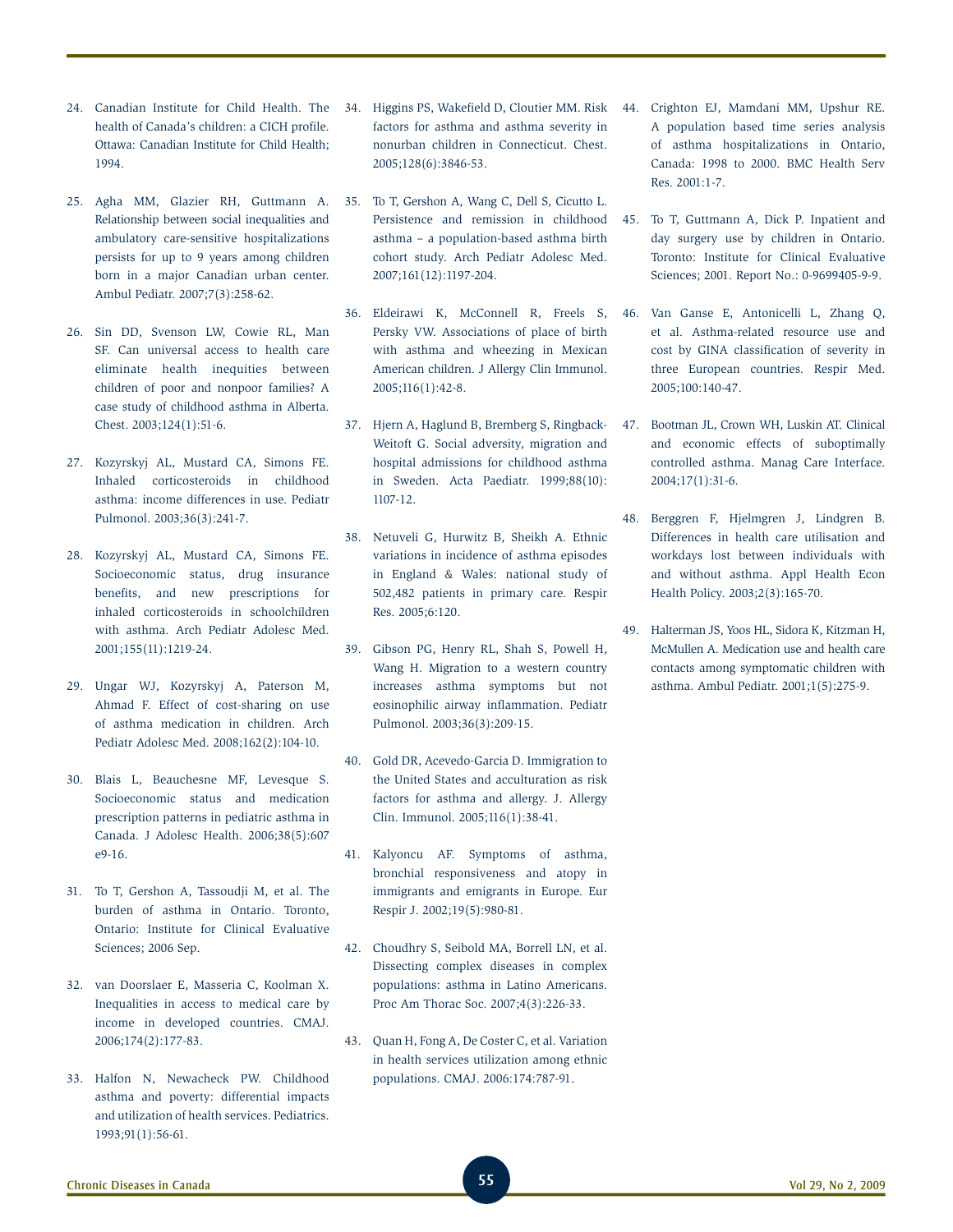24. Canadian Institute for Child Health. The health of Canada's children: a CICH profile. Ottawa: Canadian Institute for Child Health; 1994.

25. Agha MM, Glazier RH, Guttmann A. Relationship between social inequalities and ambulatory care-sensitive hospitalizations persists for up to 9 years among children born in a major Canadian urban center. Ambul Pediatr. 2007;7(3):258-62.

26. Sin DD, Svenson LW, Cowie RL, Man SF. Can universal access to health care eliminate health inequities between children of poor and nonpoor families? A case study of childhood asthma in Alberta. Chest. 2003;124(1):51-6.

27. Kozyrskyj AL, Mustard CA, Simons FE. Inhaled corticosteroids in childhood asthma: income differences in use. Pediatr Pulmonol. 2003;36(3):241-7.

28. Kozyrskyj AL, Mustard CA, Simons FE. Socioeconomic status, drug insurance benefits, and new prescriptions for inhaled corticosteroids in schoolchildren with asthma. Arch Pediatr Adolesc Med. 2001;155(11):1219-24.

29. Ungar WJ, Kozyrskyj A, Paterson M, Ahmad F. Effect of cost-sharing on use of asthma medication in children. Arch Pediatr Adolesc Med. 2008;162(2):104-10.

30. Blais L, Beauchesne MF, Levesque S. Socioeconomic status and medication prescription patterns in pediatric asthma in Canada. J Adolesc Health. 2006;38(5):607 e9-16.

31. To T, Gershon A, Tassoudji M, et al. The burden of asthma in Ontario. Toronto, Ontario: Institute for Clinical Evaluative Sciences; 2006 Sep.

32. van Doorslaer E, Masseria C, Koolman X. Inequalities in access to medical care by income in developed countries. CMAJ. 2006;174(2):177-83.

33. Halfon N, Newacheck PW. Childhood asthma and poverty: differential impacts and utilization of health services. Pediatrics. 1993;91(1):56-61.

34. Higgins PS, Wakefield D, Cloutier MM. Risk factors for asthma and asthma severity in nonurban children in Connecticut. Chest. 2005;128(6):3846-53.

35. To T, Gershon A, Wang C, Dell S, Cicutto L. Persistence and remission in childhood asthma – a population-based asthma birth cohort study. Arch Pediatr Adolesc Med. 2007;161(12):1197-204.

36. Eldeirawi K, McConnell R, Freels S, Persky VW. Associations of place of birth with asthma and wheezing in Mexican American children. J Allergy Clin Immunol. 2005;116(1):42-8.

37. Hjern A, Haglund B, Bremberg S, Ringback-Weitoft G. Social adversity, migration and hospital admissions for childhood asthma in Sweden. Acta Paediatr. 1999;88(10):1107-12.

38. Netuveli G, Hurwitz B, Sheikh A. Ethnic variations in incidence of asthma episodes in England & Wales: national study of 502,482 patients in primary care. Respir Res. 2005;6:120.

39. Gibson PG, Henry RL, Shah S, Powell H, Wang H. Migration to a western country increases asthma symptoms but not eosinophilic airway inflammation. Pediatr Pulmonol. 2003;36(3):209-15.

40. Gold DR, Acevedo-Garcia D. Immigration to the United States and acculturation as risk factors for asthma and allergy. J. Allergy Clin. Immunol. 2005;116(1):38-41.

41. Kalyoncu AF. Symptoms of asthma, bronchial responsiveness and atopy in immigrants and emigrants in Europe. Eur Respir J. 2002;19(5):980-81.

42. Choudhry S, Seibold MA, Borrell LN, et al. Dissecting complex diseases in complex populations: asthma in Latino Americans. Proc Am Thorac Soc. 2007;4(3):226-33.

43. Quan H, Fong A, De Coster C, et al. Variation in health services utilization among ethnic populations. CMAJ. 2006:174:787-91.

44. Crighton EJ, Mamdani MM, Upshur RE. A population based time series analysis of asthma hospitalizations in Ontario, Canada: 1998 to 2000. BMC Health Serv Res. 2001:1-7.

45. To T, Guttmann A, Dick P. Inpatient and day surgery use by children in Ontario. Toronto: Institute for Clinical Evaluative Sciences; 2001. Report No.: 0-9699405-9-9.

46. Van Ganse E, Antonicelli L, Zhang Q, et al. Asthma-related resource use and cost by GINA classification of severity in three European countries. Respir Med. 2005;100:140-47.

47. Bootman JL, Crown WH, Luskin AT. Clinical and economic effects of suboptimally controlled asthma. Manag Care Interface. 2004;17(1):31-6.

48. Berggren F, Hjelmgren J, Lindgren B. Differences in health care utilisation and workdays lost between individuals with and without asthma. Appl Health Econ Health Policy. 2003;2(3):165-70.

49. Halterman JS, Yoos HL, Sidora K, Kitzman H, McMullen A. Medication use and health care contacts among symptomatic children with asthma. Ambul Pediatr. 2001;1(5):275-9.